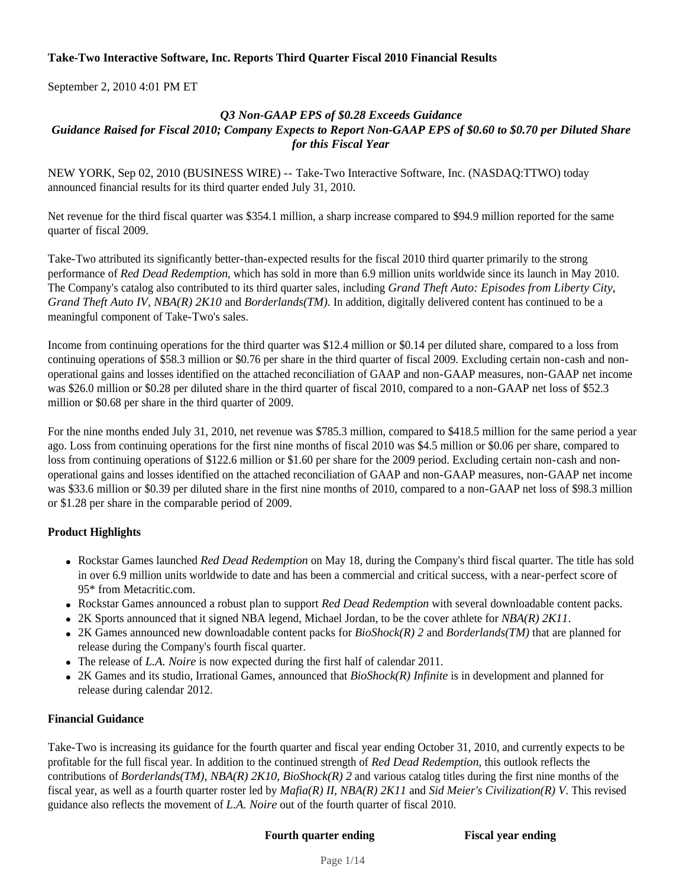**Take-Two Interactive Software, Inc. Reports Third Quarter Fiscal 2010 Financial Results**

September 2, 2010 4:01 PM ET

***Q3 Non-GAAP EPS of $0.28 Exceeds Guidance***
***Guidance Raised for Fiscal 2010; Company Expects to Report Non-GAAP EPS of $0.60 to $0.70 per Diluted Share for this Fiscal Year***

NEW YORK, Sep 02, 2010 (BUSINESS WIRE) -- Take-Two Interactive Software, Inc. (NASDAQ:TTWO) today announced financial results for its third quarter ended July 31, 2010.

Net revenue for the third fiscal quarter was $354.1 million, a sharp increase compared to $94.9 million reported for the same quarter of fiscal 2009.

Take-Two attributed its significantly better-than-expected results for the fiscal 2010 third quarter primarily to the strong performance of *Red Dead Redemption*, which has sold in more than 6.9 million units worldwide since its launch in May 2010. The Company's catalog also contributed to its third quarter sales, including *Grand Theft Auto: Episodes from Liberty City*, *Grand Theft Auto IV*, *NBA(R) 2K10* and *Borderlands(TM)*. In addition, digitally delivered content has continued to be a meaningful component of Take-Two's sales.

Income from continuing operations for the third quarter was $12.4 million or $0.14 per diluted share, compared to a loss from continuing operations of $58.3 million or $0.76 per share in the third quarter of fiscal 2009. Excluding certain non-cash and non-operational gains and losses identified on the attached reconciliation of GAAP and non-GAAP measures, non-GAAP net income was $26.0 million or $0.28 per diluted share in the third quarter of fiscal 2010, compared to a non-GAAP net loss of $52.3 million or $0.68 per share in the third quarter of 2009.

For the nine months ended July 31, 2010, net revenue was $785.3 million, compared to $418.5 million for the same period a year ago. Loss from continuing operations for the first nine months of fiscal 2010 was $4.5 million or $0.06 per share, compared to loss from continuing operations of $122.6 million or $1.60 per share for the 2009 period. Excluding certain non-cash and non-operational gains and losses identified on the attached reconciliation of GAAP and non-GAAP measures, non-GAAP net income was $33.6 million or $0.39 per diluted share in the first nine months of 2010, compared to a non-GAAP net loss of $98.3 million or $1.28 per share in the comparable period of 2009.

**Product Highlights**

- Rockstar Games launched *Red Dead Redemption* on May 18, during the Company's third fiscal quarter. The title has sold in over 6.9 million units worldwide to date and has been a commercial and critical success, with a near-perfect score of 95* from Metacritic.com.
- Rockstar Games announced a robust plan to support *Red Dead Redemption* with several downloadable content packs.
- 2K Sports announced that it signed NBA legend, Michael Jordan, to be the cover athlete for *NBA(R) 2K11*.
- 2K Games announced new downloadable content packs for *BioShock(R) 2* and *Borderlands(TM)* that are planned for release during the Company's fourth fiscal quarter.
- The release of *L.A. Noire* is now expected during the first half of calendar 2011.
- 2K Games and its studio, Irrational Games, announced that *BioShock(R) Infinite* is in development and planned for release during calendar 2012.

**Financial Guidance**

Take-Two is increasing its guidance for the fourth quarter and fiscal year ending October 31, 2010, and currently expects to be profitable for the full fiscal year. In addition to the continued strength of *Red Dead Redemption*, this outlook reflects the contributions of *Borderlands(TM)*, *NBA(R) 2K10*, *BioShock(R) 2* and various catalog titles during the first nine months of the fiscal year, as well as a fourth quarter roster led by *Mafia(R) II*, *NBA(R) 2K11* and *Sid Meier's Civilization(R) V*. This revised guidance also reflects the movement of *L.A. Noire* out of the fourth quarter of fiscal 2010.

| | **Fourth quarter ending** | **Fiscal year ending** |
|---|---|---|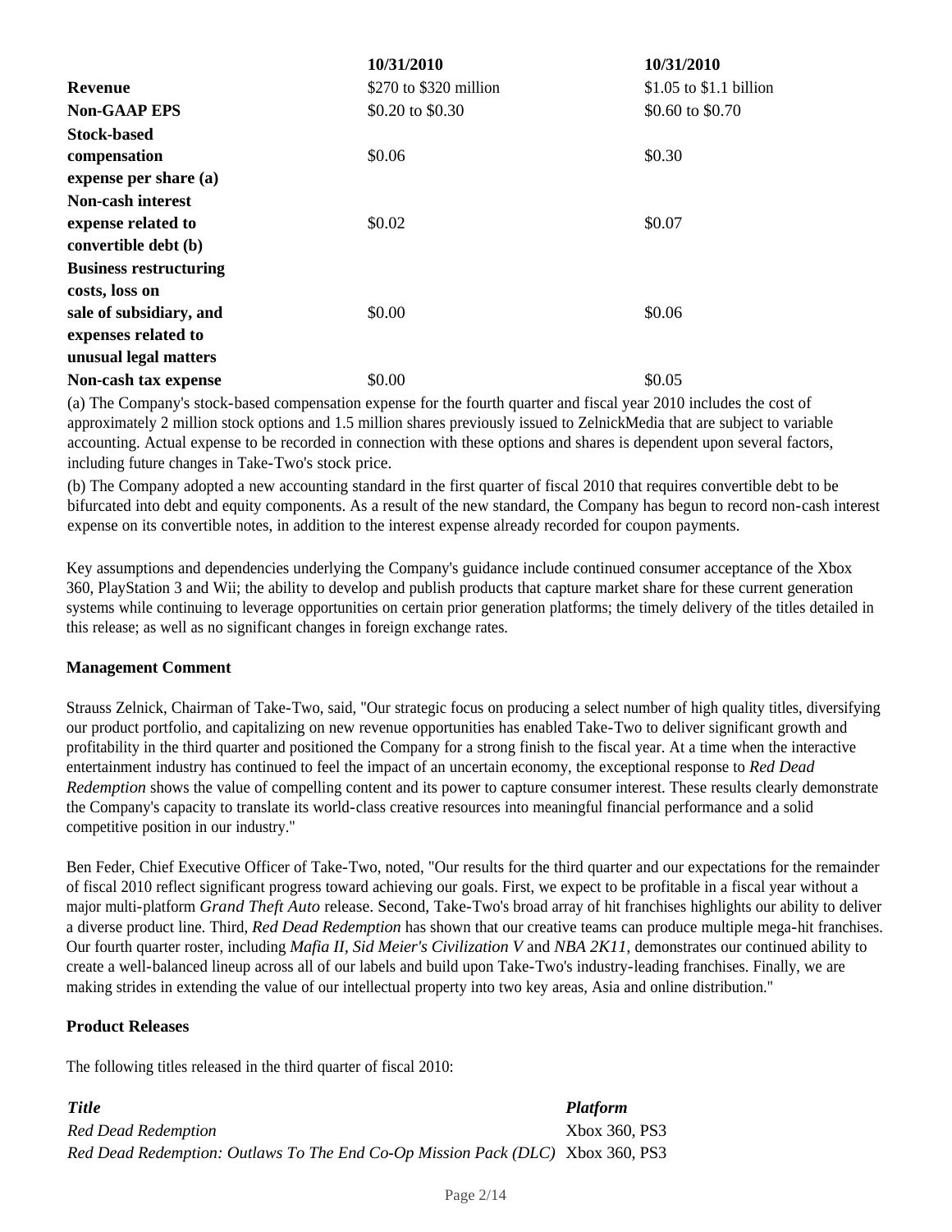| | 10/31/2010 | 10/31/2010 |
|---|---|---|
| **Revenue** | $270 to $320 million | $1.05 to $1.1 billion |
| **Non-GAAP EPS** | $0.20 to $0.30 | $0.60 to $0.70 |
| **Stock-based compensation expense per share (a)** | $0.06 | $0.30 |
| **Non-cash interest expense related to convertible debt (b)** | $0.02 | $0.07 |
| **Business restructuring costs, loss on sale of subsidiary, and expenses related to unusual legal matters** | $0.00 | $0.06 |
| **Non-cash tax expense** | $0.00 | $0.05 |

(a) The Company's stock-based compensation expense for the fourth quarter and fiscal year 2010 includes the cost of approximately 2 million stock options and 1.5 million shares previously issued to ZelnickMedia that are subject to variable accounting. Actual expense to be recorded in connection with these options and shares is dependent upon several factors, including future changes in Take-Two's stock price.

(b) The Company adopted a new accounting standard in the first quarter of fiscal 2010 that requires convertible debt to be bifurcated into debt and equity components. As a result of the new standard, the Company has begun to record non-cash interest expense on its convertible notes, in addition to the interest expense already recorded for coupon payments.

Key assumptions and dependencies underlying the Company's guidance include continued consumer acceptance of the Xbox 360, PlayStation 3 and Wii; the ability to develop and publish products that capture market share for these current generation systems while continuing to leverage opportunities on certain prior generation platforms; the timely delivery of the titles detailed in this release; as well as no significant changes in foreign exchange rates.

**Management Comment**

Strauss Zelnick, Chairman of Take-Two, said, "Our strategic focus on producing a select number of high quality titles, diversifying our product portfolio, and capitalizing on new revenue opportunities has enabled Take-Two to deliver significant growth and profitability in the third quarter and positioned the Company for a strong finish to the fiscal year. At a time when the interactive entertainment industry has continued to feel the impact of an uncertain economy, the exceptional response to *Red Dead Redemption* shows the value of compelling content and its power to capture consumer interest. These results clearly demonstrate the Company's capacity to translate its world-class creative resources into meaningful financial performance and a solid competitive position in our industry."

Ben Feder, Chief Executive Officer of Take-Two, noted, "Our results for the third quarter and our expectations for the remainder of fiscal 2010 reflect significant progress toward achieving our goals. First, we expect to be profitable in a fiscal year without a major multi-platform *Grand Theft Auto* release. Second, Take-Two's broad array of hit franchises highlights our ability to deliver a diverse product line. Third, *Red Dead Redemption* has shown that our creative teams can produce multiple mega-hit franchises. Our fourth quarter roster, including *Mafia II*, *Sid Meier's Civilization V* and *NBA 2K11*, demonstrates our continued ability to create a well-balanced lineup across all of our labels and build upon Take-Two's industry-leading franchises. Finally, we are making strides in extending the value of our intellectual property into two key areas, Asia and online distribution."

**Product Releases**

The following titles released in the third quarter of fiscal 2010:

| *Title* | *Platform* |
|---|---|
| *Red Dead Redemption* | Xbox 360, PS3 |
| *Red Dead Redemption: Outlaws To The End Co-Op Mission Pack (DLC)* | Xbox 360, PS3 |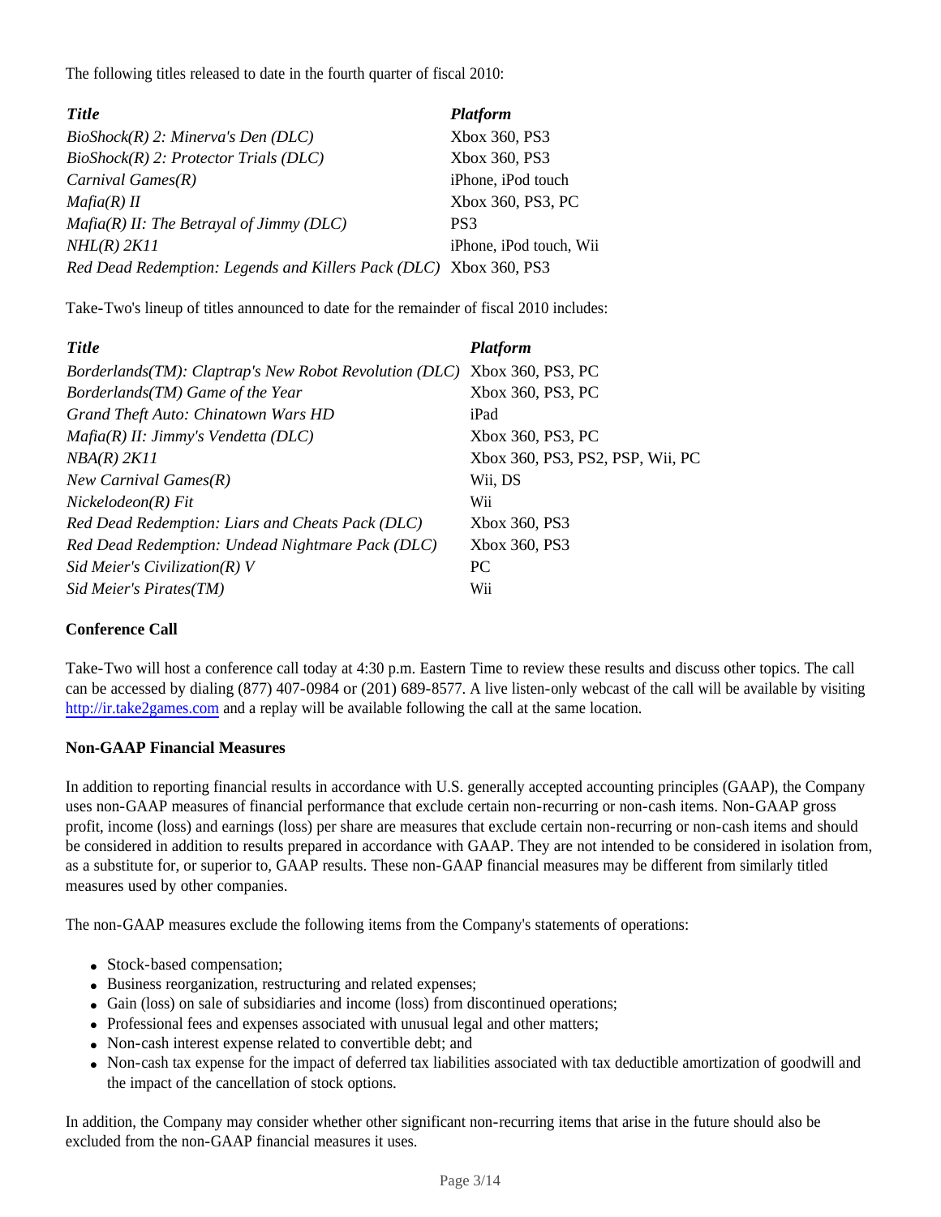The following titles released to date in the fourth quarter of fiscal 2010:

| *Title* | *Platform* |
|---|---|
| *BioShock(R) 2: Minerva's Den (DLC)* | Xbox 360, PS3 |
| *BioShock(R) 2: Protector Trials (DLC)* | Xbox 360, PS3 |
| *Carnival Games(R)* | iPhone, iPod touch |
| *Mafia(R) II* | Xbox 360, PS3, PC |
| *Mafia(R) II: The Betrayal of Jimmy (DLC)* | PS3 |
| *NHL(R) 2K11* | iPhone, iPod touch, Wii |
| *Red Dead Redemption: Legends and Killers Pack (DLC)* | Xbox 360, PS3 |

Take-Two's lineup of titles announced to date for the remainder of fiscal 2010 includes:

| *Title* | *Platform* |
|---|---|
| *Borderlands(TM): Claptrap's New Robot Revolution (DLC)* | Xbox 360, PS3, PC |
| *Borderlands(TM) Game of the Year* | Xbox 360, PS3, PC |
| *Grand Theft Auto: Chinatown Wars HD* | iPad |
| *Mafia(R) II: Jimmy's Vendetta (DLC)* | Xbox 360, PS3, PC |
| *NBA(R) 2K11* | Xbox 360, PS3, PS2, PSP, Wii, PC |
| *New Carnival Games(R)* | Wii, DS |
| *Nickelodeon(R) Fit* | Wii |
| *Red Dead Redemption: Liars and Cheats Pack (DLC)* | Xbox 360, PS3 |
| *Red Dead Redemption: Undead Nightmare Pack (DLC)* | Xbox 360, PS3 |
| *Sid Meier's Civilization(R) V* | PC |
| *Sid Meier's Pirates(TM)* | Wii |

**Conference Call**

Take-Two will host a conference call today at 4:30 p.m. Eastern Time to review these results and discuss other topics. The call can be accessed by dialing (877) 407-0984 or (201) 689-8577. A live listen-only webcast of the call will be available by visiting http://ir.take2games.com and a replay will be available following the call at the same location.

**Non-GAAP Financial Measures**

In addition to reporting financial results in accordance with U.S. generally accepted accounting principles (GAAP), the Company uses non-GAAP measures of financial performance that exclude certain non-recurring or non-cash items. Non-GAAP gross profit, income (loss) and earnings (loss) per share are measures that exclude certain non-recurring or non-cash items and should be considered in addition to results prepared in accordance with GAAP. They are not intended to be considered in isolation from, as a substitute for, or superior to, GAAP results. These non-GAAP financial measures may be different from similarly titled measures used by other companies.

The non-GAAP measures exclude the following items from the Company's statements of operations:

- Stock-based compensation;
- Business reorganization, restructuring and related expenses;
- Gain (loss) on sale of subsidiaries and income (loss) from discontinued operations;
- Professional fees and expenses associated with unusual legal and other matters;
- Non-cash interest expense related to convertible debt; and
- Non-cash tax expense for the impact of deferred tax liabilities associated with tax deductible amortization of goodwill and the impact of the cancellation of stock options.

In addition, the Company may consider whether other significant non-recurring items that arise in the future should also be excluded from the non-GAAP financial measures it uses.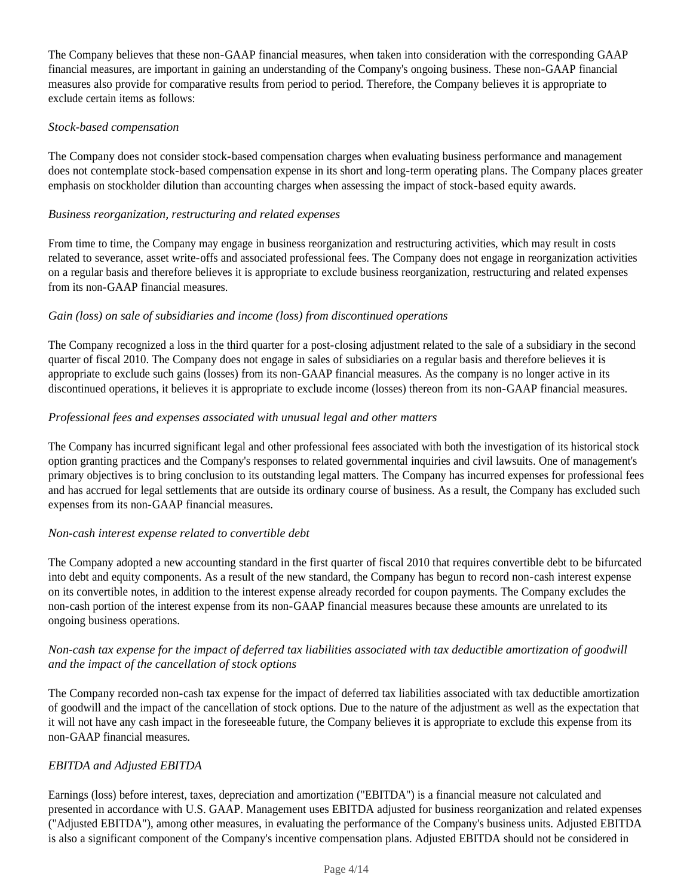The Company believes that these non-GAAP financial measures, when taken into consideration with the corresponding GAAP financial measures, are important in gaining an understanding of the Company's ongoing business. These non-GAAP financial measures also provide for comparative results from period to period. Therefore, the Company believes it is appropriate to exclude certain items as follows:

*Stock-based compensation*

The Company does not consider stock-based compensation charges when evaluating business performance and management does not contemplate stock-based compensation expense in its short and long-term operating plans. The Company places greater emphasis on stockholder dilution than accounting charges when assessing the impact of stock-based equity awards.

*Business reorganization, restructuring and related expenses*

From time to time, the Company may engage in business reorganization and restructuring activities, which may result in costs related to severance, asset write-offs and associated professional fees. The Company does not engage in reorganization activities on a regular basis and therefore believes it is appropriate to exclude business reorganization, restructuring and related expenses from its non-GAAP financial measures.

*Gain (loss) on sale of subsidiaries and income (loss) from discontinued operations*

The Company recognized a loss in the third quarter for a post-closing adjustment related to the sale of a subsidiary in the second quarter of fiscal 2010. The Company does not engage in sales of subsidiaries on a regular basis and therefore believes it is appropriate to exclude such gains (losses) from its non-GAAP financial measures. As the company is no longer active in its discontinued operations, it believes it is appropriate to exclude income (losses) thereon from its non-GAAP financial measures.

*Professional fees and expenses associated with unusual legal and other matters*

The Company has incurred significant legal and other professional fees associated with both the investigation of its historical stock option granting practices and the Company's responses to related governmental inquiries and civil lawsuits. One of management's primary objectives is to bring conclusion to its outstanding legal matters. The Company has incurred expenses for professional fees and has accrued for legal settlements that are outside its ordinary course of business. As a result, the Company has excluded such expenses from its non-GAAP financial measures.

*Non-cash interest expense related to convertible debt*

The Company adopted a new accounting standard in the first quarter of fiscal 2010 that requires convertible debt to be bifurcated into debt and equity components. As a result of the new standard, the Company has begun to record non-cash interest expense on its convertible notes, in addition to the interest expense already recorded for coupon payments. The Company excludes the non-cash portion of the interest expense from its non-GAAP financial measures because these amounts are unrelated to its ongoing business operations.

*Non-cash tax expense for the impact of deferred tax liabilities associated with tax deductible amortization of goodwill and the impact of the cancellation of stock options*

The Company recorded non-cash tax expense for the impact of deferred tax liabilities associated with tax deductible amortization of goodwill and the impact of the cancellation of stock options. Due to the nature of the adjustment as well as the expectation that it will not have any cash impact in the foreseeable future, the Company believes it is appropriate to exclude this expense from its non-GAAP financial measures.

*EBITDA and Adjusted EBITDA*

Earnings (loss) before interest, taxes, depreciation and amortization ("EBITDA") is a financial measure not calculated and presented in accordance with U.S. GAAP. Management uses EBITDA adjusted for business reorganization and related expenses ("Adjusted EBITDA"), among other measures, in evaluating the performance of the Company's business units. Adjusted EBITDA is also a significant component of the Company's incentive compensation plans. Adjusted EBITDA should not be considered in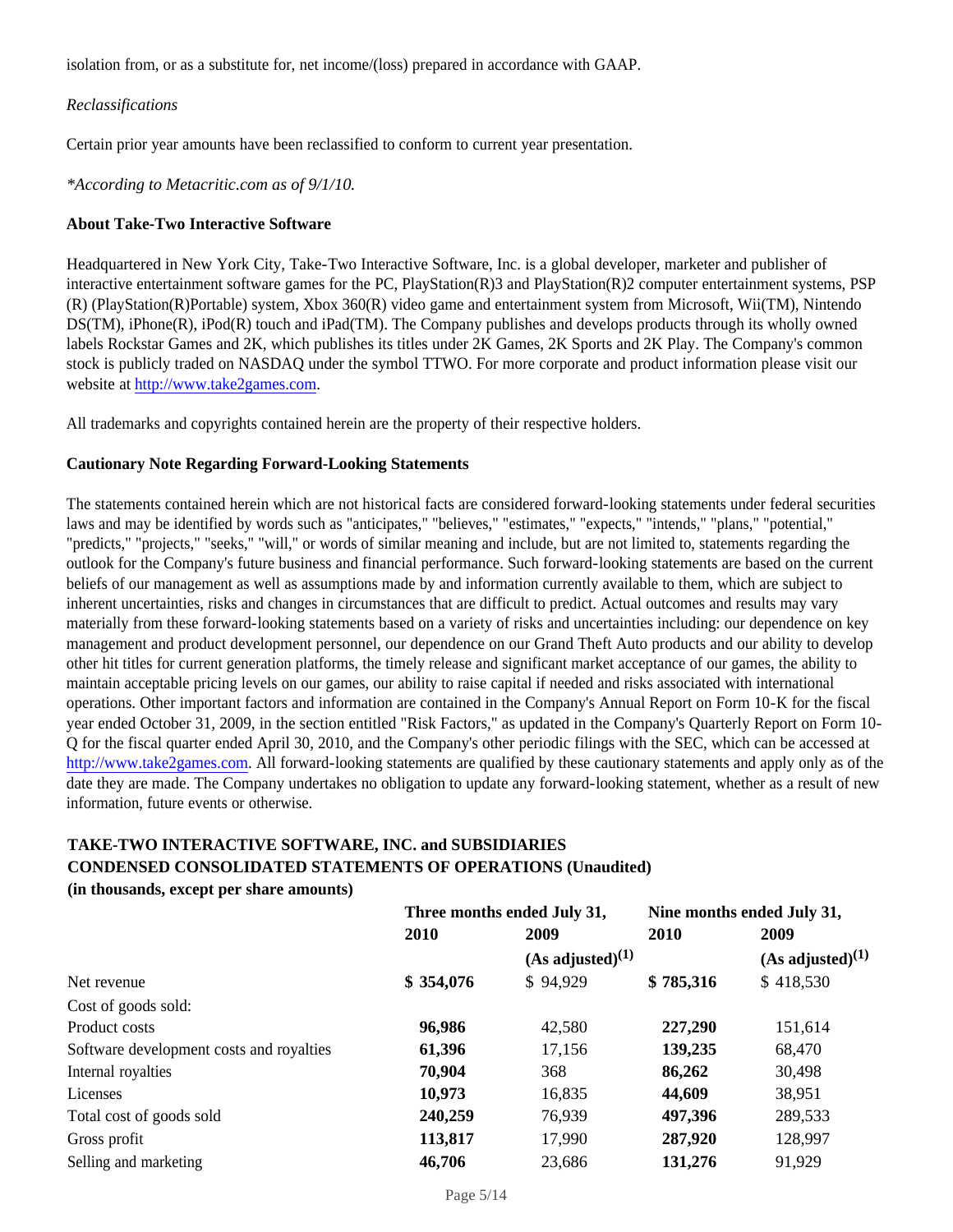isolation from, or as a substitute for, net income/(loss) prepared in accordance with GAAP.

*Reclassifications*

Certain prior year amounts have been reclassified to conform to current year presentation.

**According to Metacritic.com as of 9/1/10.*

**About Take-Two Interactive Software**

Headquartered in New York City, Take-Two Interactive Software, Inc. is a global developer, marketer and publisher of interactive entertainment software games for the PC, PlayStation(R)3 and PlayStation(R)2 computer entertainment systems, PSP (R) (PlayStation(R)Portable) system, Xbox 360(R) video game and entertainment system from Microsoft, Wii(TM), Nintendo DS(TM), iPhone(R), iPod(R) touch and iPad(TM). The Company publishes and develops products through its wholly owned labels Rockstar Games and 2K, which publishes its titles under 2K Games, 2K Sports and 2K Play. The Company's common stock is publicly traded on NASDAQ under the symbol TTWO. For more corporate and product information please visit our website at http://www.take2games.com.

All trademarks and copyrights contained herein are the property of their respective holders.

**Cautionary Note Regarding Forward-Looking Statements**

The statements contained herein which are not historical facts are considered forward-looking statements under federal securities laws and may be identified by words such as "anticipates," "believes," "estimates," "expects," "intends," "plans," "potential," "predicts," "projects," "seeks," "will," or words of similar meaning and include, but are not limited to, statements regarding the outlook for the Company's future business and financial performance. Such forward-looking statements are based on the current beliefs of our management as well as assumptions made by and information currently available to them, which are subject to inherent uncertainties, risks and changes in circumstances that are difficult to predict. Actual outcomes and results may vary materially from these forward-looking statements based on a variety of risks and uncertainties including: our dependence on key management and product development personnel, our dependence on our Grand Theft Auto products and our ability to develop other hit titles for current generation platforms, the timely release and significant market acceptance of our games, the ability to maintain acceptable pricing levels on our games, our ability to raise capital if needed and risks associated with international operations. Other important factors and information are contained in the Company's Annual Report on Form 10-K for the fiscal year ended October 31, 2009, in the section entitled "Risk Factors," as updated in the Company's Quarterly Report on Form 10-Q for the fiscal quarter ended April 30, 2010, and the Company's other periodic filings with the SEC, which can be accessed at http://www.take2games.com. All forward-looking statements are qualified by these cautionary statements and apply only as of the date they are made. The Company undertakes no obligation to update any forward-looking statement, whether as a result of new information, future events or otherwise.

**TAKE-TWO INTERACTIVE SOFTWARE, INC. and SUBSIDIARIES**
**CONDENSED CONSOLIDATED STATEMENTS OF OPERATIONS (Unaudited)**
**(in thousands, except per share amounts)**

| | Three months ended July 31, | | Nine months ended July 31, | |
|---|---|---|---|---|
| | **2010** | **2009** | **2010** | **2009** |
| | | **(As adjusted)[(1)]** | | **(As adjusted)[(1)]** |
| Net revenue | **$ 354,076** | $ 94,929 | **$ 785,316** | $ 418,530 |
| Cost of goods sold: | | | | |
| Product costs | **96,986** | 42,580 | **227,290** | 151,614 |
| Software development costs and royalties | **61,396** | 17,156 | **139,235** | 68,470 |
| Internal royalties | **70,904** | 368 | **86,262** | 30,498 |
| Licenses | **10,973** | 16,835 | **44,609** | 38,951 |
| Total cost of goods sold | **240,259** | 76,939 | **497,396** | 289,533 |
| Gross profit | **113,817** | 17,990 | **287,920** | 128,997 |
| Selling and marketing | **46,706** | 23,686 | **131,276** | 91,929 |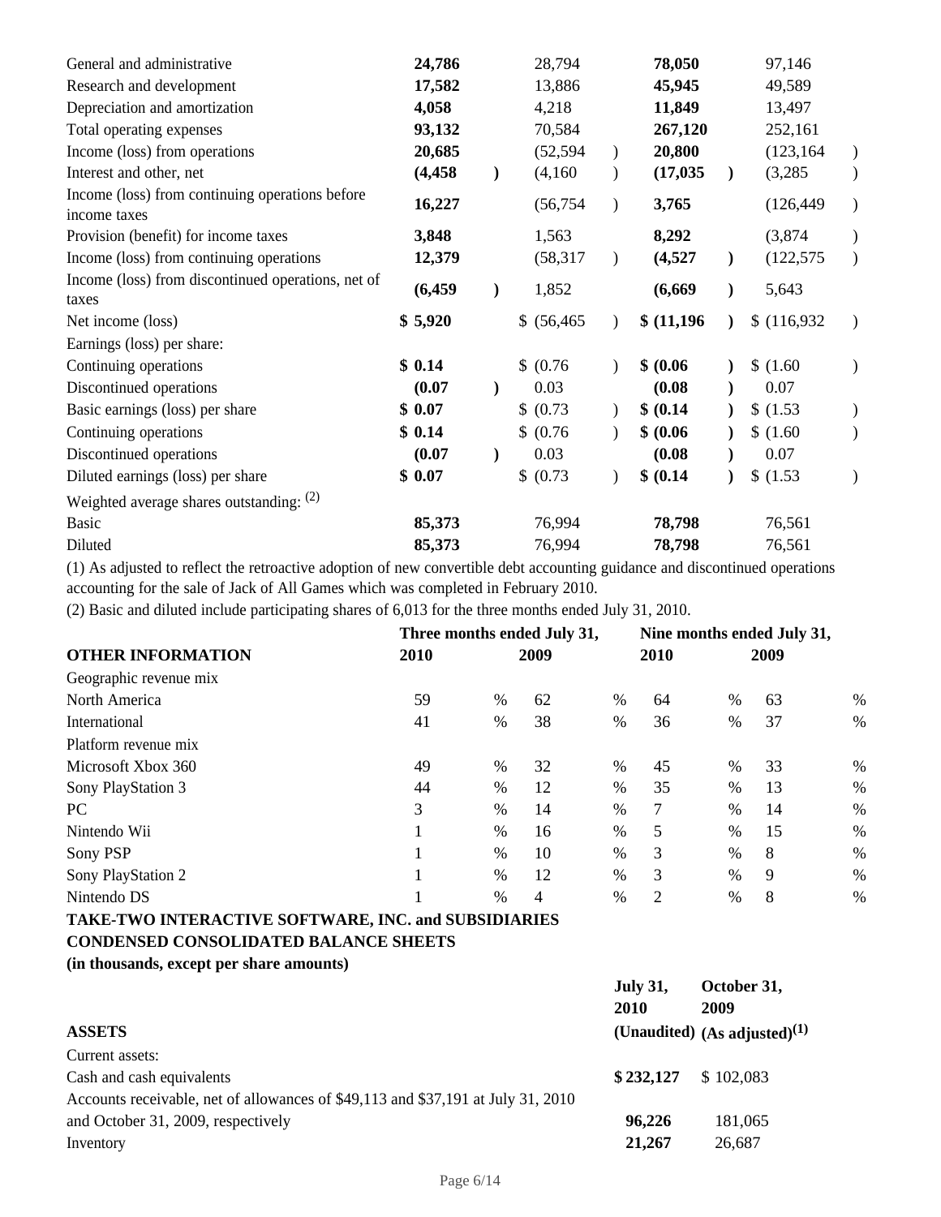| | | | | |
|---|---|---|---|---|
| General and administrative | **24,786** | 28,794 | **78,050** | 97,146 |
| Research and development | **17,582** | 13,886 | **45,945** | 49,589 |
| Depreciation and amortization | **4,058** | 4,218 | **11,849** | 13,497 |
| Total operating expenses | **93,132** | 70,584 | **267,120** | 252,161 |
| Income (loss) from operations | **20,685** | (52,594) | **20,800** | (123,164) |
| Interest and other, net | **(4,458)** | (4,160) | **(17,035)** | (3,285) |
| Income (loss) from continuing operations before income taxes | **16,227** | (56,754) | **3,765** | (126,449) |
| Provision (benefit) for income taxes | **3,848** | 1,563 | **8,292** | (3,874) |
| Income (loss) from continuing operations | **12,379** | (58,317) | **(4,527)** | (122,575) |
| Income (loss) from discontinued operations, net of taxes | **(6,459)** | 1,852 | **(6,669)** | 5,643 |
| Net income (loss) | **$ 5,920** | $ (56,465) | **$ (11,196)** | $ (116,932) |
| Earnings (loss) per share: | | | | |
| Continuing operations | **$ 0.14** | $ (0.76) | **$ (0.06)** | $ (1.60) |
| Discontinued operations | **(0.07)** | 0.03 | **(0.08)** | 0.07 |
| Basic earnings (loss) per share | **$ 0.07** | $ (0.73) | **$ (0.14)** | $ (1.53) |
| Continuing operations | **$ 0.14** | $ (0.76) | **$ (0.06)** | $ (1.60) |
| Discontinued operations | **(0.07)** | 0.03 | **(0.08)** | 0.07 |
| Diluted earnings (loss) per share | **$ 0.07** | $ (0.73) | **$ (0.14)** | $ (1.53) |
| Weighted average shares outstanding: (2) | | | | |
| Basic | **85,373** | 76,994 | **78,798** | 76,561 |
| Diluted | **85,373** | 76,994 | **78,798** | 76,561 |

(1) As adjusted to reflect the retroactive adoption of new convertible debt accounting guidance and discontinued operations accounting for the sale of Jack of All Games which was completed in February 2010.

(2) Basic and diluted include participating shares of 6,013 for the three months ended July 31, 2010.

| | Three months ended July 31, | | Nine months ended July 31, | |
|---|---|---|---|---|
| **OTHER INFORMATION** | **2010** | **2009** | **2010** | **2009** |
| Geographic revenue mix | | | | |
| North America | 59 % | 62 % | 64 % | 63 % |
| International | 41 % | 38 % | 36 % | 37 % |
| Platform revenue mix | | | | |
| Microsoft Xbox 360 | 49 % | 32 % | 45 % | 33 % |
| Sony PlayStation 3 | 44 % | 12 % | 35 % | 13 % |
| PC | 3 % | 14 % | 7 % | 14 % |
| Nintendo Wii | 1 % | 16 % | 5 % | 15 % |
| Sony PSP | 1 % | 10 % | 3 % | 8 % |
| Sony PlayStation 2 | 1 % | 12 % | 3 % | 9 % |
| Nintendo DS | 1 % | 4 % | 2 % | 8 % |

**TAKE-TWO INTERACTIVE SOFTWARE, INC. and SUBSIDIARIES**
**CONDENSED CONSOLIDATED BALANCE SHEETS**
**(in thousands, except per share amounts)**

| | July 31, 2010 | October 31, 2009 |
|---|---|---|
| **ASSETS** | (Unaudited) | (As adjusted)(1) |
| Current assets: | | |
| Cash and cash equivalents | **$ 232,127** | $ 102,083 |
| Accounts receivable, net of allowances of $49,113 and $37,191 at July 31, 2010 and October 31, 2009, respectively | **96,226** | 181,065 |
| Inventory | **21,267** | 26,687 |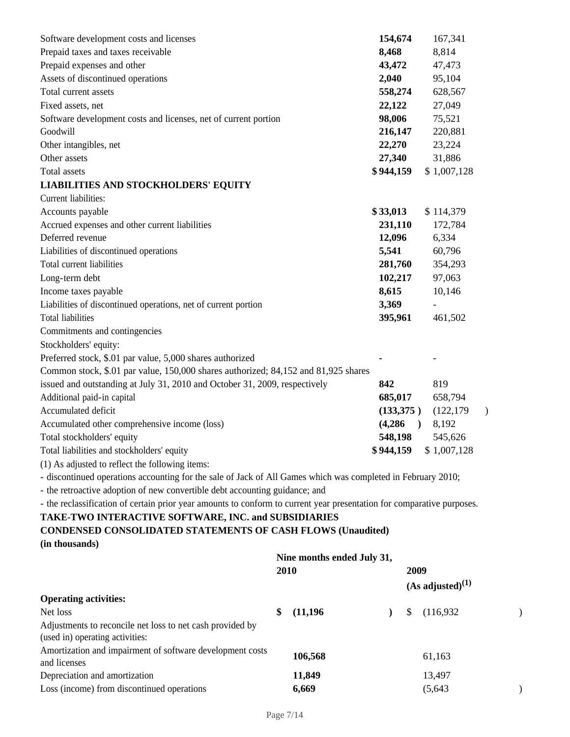| | | |
|---|---|---|
| Software development costs and licenses | **154,674** | 167,341 |
| Prepaid taxes and taxes receivable | **8,468** | 8,814 |
| Prepaid expenses and other | **43,472** | 47,473 |
| Assets of discontinued operations | **2,040** | 95,104 |
| Total current assets | **558,274** | 628,567 |
| Fixed assets, net | **22,122** | 27,049 |
| Software development costs and licenses, net of current portion | **98,006** | 75,521 |
| Goodwill | **216,147** | 220,881 |
| Other intangibles, net | **22,270** | 23,224 |
| Other assets | **27,340** | 31,886 |
| Total assets | **$ 944,159** | $ 1,007,128 |
| **LIABILITIES AND STOCKHOLDERS' EQUITY** | | |
| Current liabilities: | | |
| Accounts payable | **$ 33,013** | $ 114,379 |
| Accrued expenses and other current liabilities | **231,110** | 172,784 |
| Deferred revenue | **12,096** | 6,334 |
| Liabilities of discontinued operations | **5,541** | 60,796 |
| Total current liabilities | **281,760** | 354,293 |
| Long-term debt | **102,217** | 97,063 |
| Income taxes payable | **8,615** | 10,146 |
| Liabilities of discontinued operations, net of current portion | **3,369** | - |
| Total liabilities | **395,961** | 461,502 |
| Commitments and contingencies | | |
| Stockholders' equity: | | |
| Preferred stock, $.01 par value, 5,000 shares authorized | **-** | - |
| Common stock, $.01 par value, 150,000 shares authorized; 84,152 and 81,925 shares issued and outstanding at July 31, 2010 and October 31, 2009, respectively | **842** | 819 |
| Additional paid-in capital | **685,017** | 658,794 |
| Accumulated deficit | **(133,375 )** | (122,179 ) |
| Accumulated other comprehensive income (loss) | **(4,286 )** | 8,192 |
| Total stockholders' equity | **548,198** | 545,626 |
| Total liabilities and stockholders' equity | **$ 944,159** | $ 1,007,128 |

(1) As adjusted to reflect the following items:

- discontinued operations accounting for the sale of Jack of All Games which was completed in February 2010;
- the retroactive adoption of new convertible debt accounting guidance; and
- the reclassification of certain prior year amounts to conform to current year presentation for comparative purposes.

**TAKE-TWO INTERACTIVE SOFTWARE, INC. and SUBSIDIARIES**
**CONDENSED CONSOLIDATED STATEMENTS OF CASH FLOWS (Unaudited)**
**(in thousands)**

| | Nine months ended July 31, | |
|---|---|---|
| | **2010** | **2009 (As adjusted)(1)** |
| **Operating activities:** | | |
| Net loss | **$ (11,196 )** | $ (116,932 ) |
| Adjustments to reconcile net loss to net cash provided by (used in) operating activities: | | |
| Amortization and impairment of software development costs and licenses | **106,568** | 61,163 |
| Depreciation and amortization | **11,849** | 13,497 |
| Loss (income) from discontinued operations | **6,669** | (5,643 ) |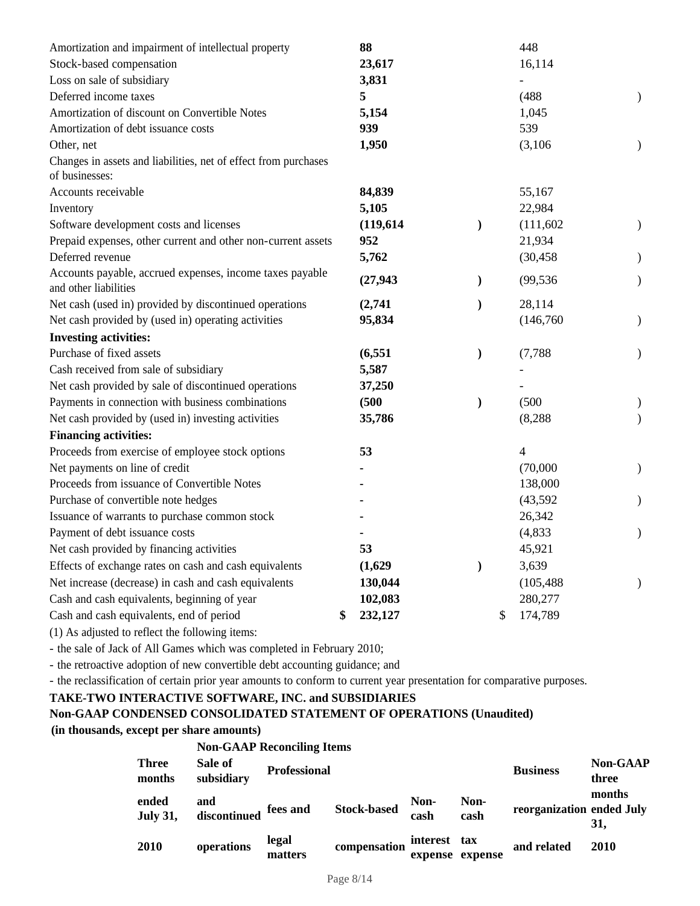| | | |
|---|---|---|
| Amortization and impairment of intellectual property | **88** | 448 |
| Stock-based compensation | **23,617** | 16,114 |
| Loss on sale of subsidiary | **3,831** | - |
| Deferred income taxes | **5** | (488) |
| Amortization of discount on Convertible Notes | **5,154** | 1,045 |
| Amortization of debt issuance costs | **939** | 539 |
| Other, net | **1,950** | (3,106) |
| Changes in assets and liabilities, net of effect from purchases of businesses: | | |
| Accounts receivable | **84,839** | 55,167 |
| Inventory | **5,105** | 22,984 |
| Software development costs and licenses | **(119,614)** | (111,602) |
| Prepaid expenses, other current and other non-current assets | **952** | 21,934 |
| Deferred revenue | **5,762** | (30,458) |
| Accounts payable, accrued expenses, income taxes payable and other liabilities | **(27,943)** | (99,536) |
| Net cash (used in) provided by discontinued operations | **(2,741)** | 28,114 |
| Net cash provided by (used in) operating activities | **95,834** | (146,760) |
| **Investing activities:** | | |
| Purchase of fixed assets | **(6,551)** | (7,788) |
| Cash received from sale of subsidiary | **5,587** | - |
| Net cash provided by sale of discontinued operations | **37,250** | - |
| Payments in connection with business combinations | **(500)** | (500) |
| Net cash provided by (used in) investing activities | **35,786** | (8,288) |
| **Financing activities:** | | |
| Proceeds from exercise of employee stock options | **53** | 4 |
| Net payments on line of credit | **-** | (70,000) |
| Proceeds from issuance of Convertible Notes | **-** | 138,000 |
| Purchase of convertible note hedges | **-** | (43,592) |
| Issuance of warrants to purchase common stock | **-** | 26,342 |
| Payment of debt issuance costs | **-** | (4,833) |
| Net cash provided by financing activities | **53** | 45,921 |
| Effects of exchange rates on cash and cash equivalents | **(1,629)** | 3,639 |
| Net increase (decrease) in cash and cash equivalents | **130,044** | (105,488) |
| Cash and cash equivalents, beginning of year | **102,083** | 280,277 |
| Cash and cash equivalents, end of period | **$ 232,127** | $ 174,789 |

(1) As adjusted to reflect the following items:

- the sale of Jack of All Games which was completed in February 2010;
- the retroactive adoption of new convertible debt accounting guidance; and
- the reclassification of certain prior year amounts to conform to current year presentation for comparative purposes.

**TAKE-TWO INTERACTIVE SOFTWARE, INC. and SUBSIDIARIES**

**Non-GAAP CONDENSED CONSOLIDATED STATEMENT OF OPERATIONS (Unaudited)**

**(in thousands, except per share amounts)**

| | Non-GAAP Reconciling Items | | | | | | |
|---|---|---|---|---|---|---|---|
| **Three months ended July 31, 2010** | **Sale of subsidiary and discontinued operations** | **Professional fees and legal matters** | **Stock-based compensation** | **Non-cash interest expense** | **Non-cash tax expense** | **Business reorganization and related** | **Non-GAAP three months ended July 31, 2010** |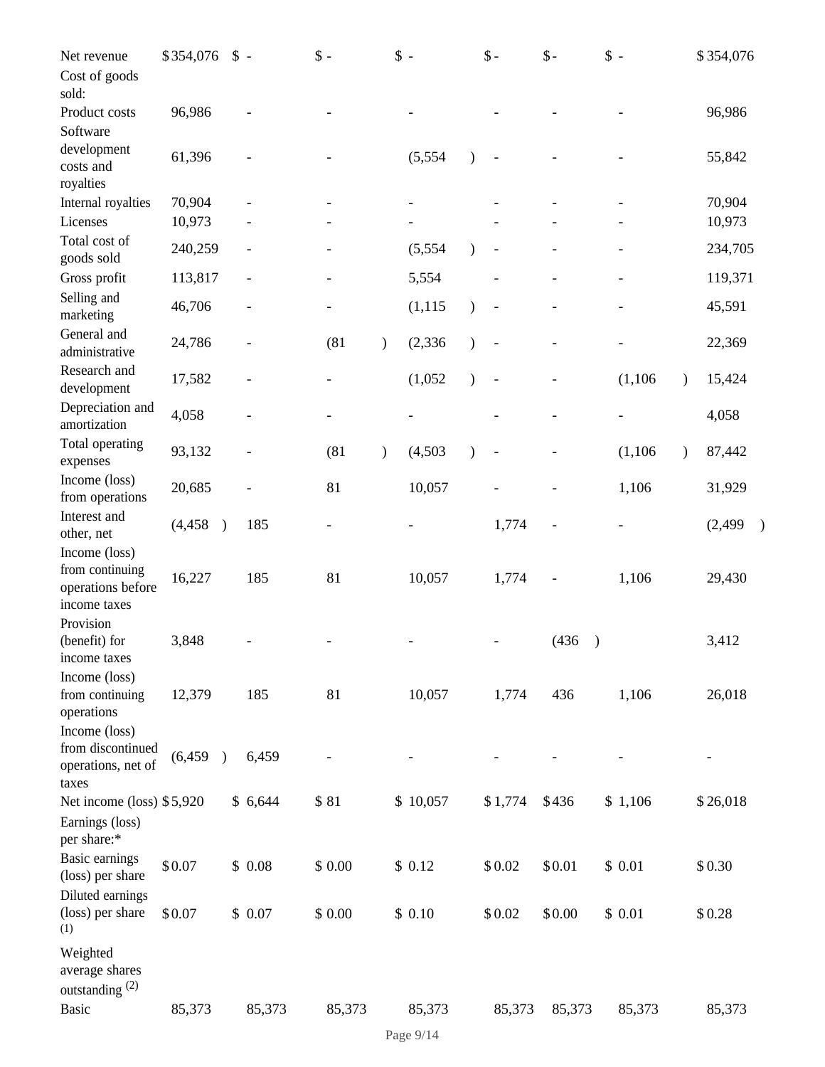| | | | | | | | | |
|---|---|---|---|---|---|---|---|---|
| Net revenue | $ 354,076 | $ - | $ - | $ - | $ - | $ - | $ - | $ 354,076 |
| Cost of goods sold: | | | | | | | | |
| Product costs | 96,986 | - | - | - | - | - | - | 96,986 |
| Software development costs and royalties | 61,396 | - | - | (5,554 ) | - | - | - | 55,842 |
| Internal royalties | 70,904 | - | - | - | - | - | - | 70,904 |
| Licenses | 10,973 | - | - | - | - | - | - | 10,973 |
| Total cost of goods sold | 240,259 | - | - | (5,554 ) | - | - | - | 234,705 |
| Gross profit | 113,817 | - | - | 5,554 | - | - | - | 119,371 |
| Selling and marketing | 46,706 | - | - | (1,115 ) | - | - | - | 45,591 |
| General and administrative | 24,786 | - | (81 ) | (2,336 ) | - | - | - | 22,369 |
| Research and development | 17,582 | - | - | (1,052 ) | - | - | (1,106 ) | 15,424 |
| Depreciation and amortization | 4,058 | - | - | - | - | - | - | 4,058 |
| Total operating expenses | 93,132 | - | (81 ) | (4,503 ) | - | - | (1,106 ) | 87,442 |
| Income (loss) from operations | 20,685 | - | 81 | 10,057 | - | - | 1,106 | 31,929 |
| Interest and other, net | (4,458 ) | 185 | - | - | 1,774 | - | - | (2,499 ) |
| Income (loss) from continuing operations before income taxes | 16,227 | 185 | 81 | 10,057 | 1,774 | - | 1,106 | 29,430 |
| Provision (benefit) for income taxes | 3,848 | - | - | - | - | (436 ) | | 3,412 |
| Income (loss) from continuing operations | 12,379 | 185 | 81 | 10,057 | 1,774 | 436 | 1,106 | 26,018 |
| Income (loss) from discontinued operations, net of taxes | (6,459 ) | 6,459 | - | - | - | - | - | - |
| Net income (loss) | $ 5,920 | $ 6,644 | $ 81 | $ 10,057 | $ 1,774 | $ 436 | $ 1,106 | $ 26,018 |
| Earnings (loss) per share:* | | | | | | | | |
| Basic earnings (loss) per share | $ 0.07 | $ 0.08 | $ 0.00 | $ 0.12 | $ 0.02 | $ 0.01 | $ 0.01 | $ 0.30 |
| Diluted earnings (loss) per share (1) | $ 0.07 | $ 0.07 | $ 0.00 | $ 0.10 | $ 0.02 | $ 0.00 | $ 0.01 | $ 0.28 |
| Weighted average shares outstanding (2) | | | | | | | | |
| Basic | 85,373 | 85,373 | 85,373 | 85,373 | 85,373 | 85,373 | 85,373 | 85,373 |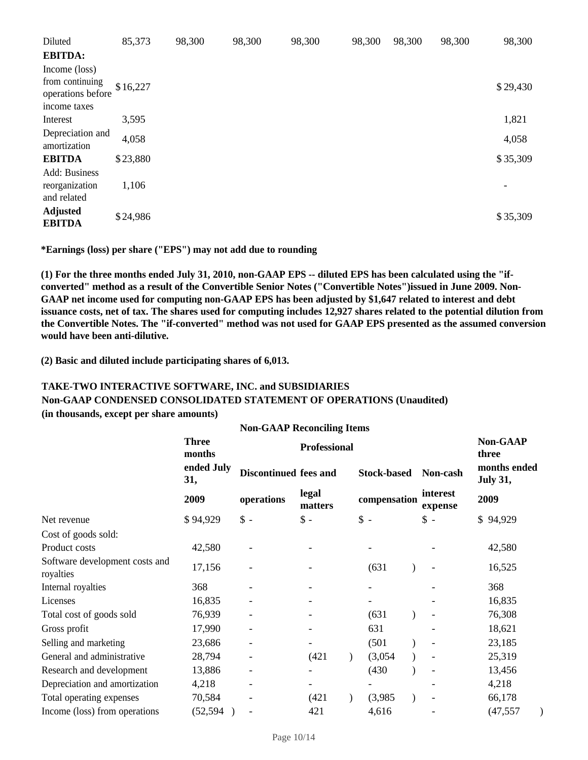| | | | | | | | | |
|---|---|---|---|---|---|---|---|---|
| Diluted | 85,373 | 98,300 | 98,300 | 98,300 | 98,300 | 98,300 | 98,300 | 98,300 |
| **EBITDA:** | | | | | | | | |
| Income (loss) from continuing operations before income taxes | $16,227 | | | | | | | $29,430 |
| Interest | 3,595 | | | | | | | 1,821 |
| Depreciation and amortization | 4,058 | | | | | | | 4,058 |
| **EBITDA** | $23,880 | | | | | | | $35,309 |
| Add: Business reorganization and related | 1,106 | | | | | | | - |
| **Adjusted EBITDA** | $24,986 | | | | | | | $35,309 |

**\*Earnings (loss) per share ("EPS") may not add due to rounding**

**(1) For the three months ended July 31, 2010, non-GAAP EPS -- diluted EPS has been calculated using the "if-converted" method as a result of the Convertible Senior Notes ("Convertible Notes")issued in June 2009. Non-GAAP net income used for computing non-GAAP EPS has been adjusted by $1,647 related to interest and debt issuance costs, net of tax. The shares used for computing includes 12,927 shares related to the potential dilution from the Convertible Notes. The "if-converted" method was not used for GAAP EPS presented as the assumed conversion would have been anti-dilutive.**

**(2) Basic and diluted include participating shares of 6,013.**

**TAKE-TWO INTERACTIVE SOFTWARE, INC. and SUBSIDIARIES**
**Non-GAAP CONDENSED CONSOLIDATED STATEMENT OF OPERATIONS (Unaudited)**
**(in thousands, except per share amounts)**

| | | Non-GAAP Reconciling Items | | | | |
|---|---|---|---|---|---|---|
| | Three months ended July 31, 2009 | Discontinued operations | Professional fees and legal matters | Stock-based compensation | Non-cash interest expense | Non-GAAP three months ended July 31, 2009 |
| Net revenue | $ 94,929 | $ - | $ - | $ - | $ - | $ 94,929 |
| Cost of goods sold: | | | | | | |
| Product costs | 42,580 | - | - | - | - | 42,580 |
| Software development costs and royalties | 17,156 | - | - | (631) | - | 16,525 |
| Internal royalties | 368 | - | - | - | - | 368 |
| Licenses | 16,835 | - | - | - | - | 16,835 |
| Total cost of goods sold | 76,939 | - | - | (631) | - | 76,308 |
| Gross profit | 17,990 | - | - | 631 | - | 18,621 |
| Selling and marketing | 23,686 | - | - | (501) | - | 23,185 |
| General and administrative | 28,794 | - | (421) | (3,054) | - | 25,319 |
| Research and development | 13,886 | - | - | (430) | - | 13,456 |
| Depreciation and amortization | 4,218 | - | - | - | - | 4,218 |
| Total operating expenses | 70,584 | - | (421) | (3,985) | - | 66,178 |
| Income (loss) from operations | (52,594) | - | 421 | 4,616 | - | (47,557) |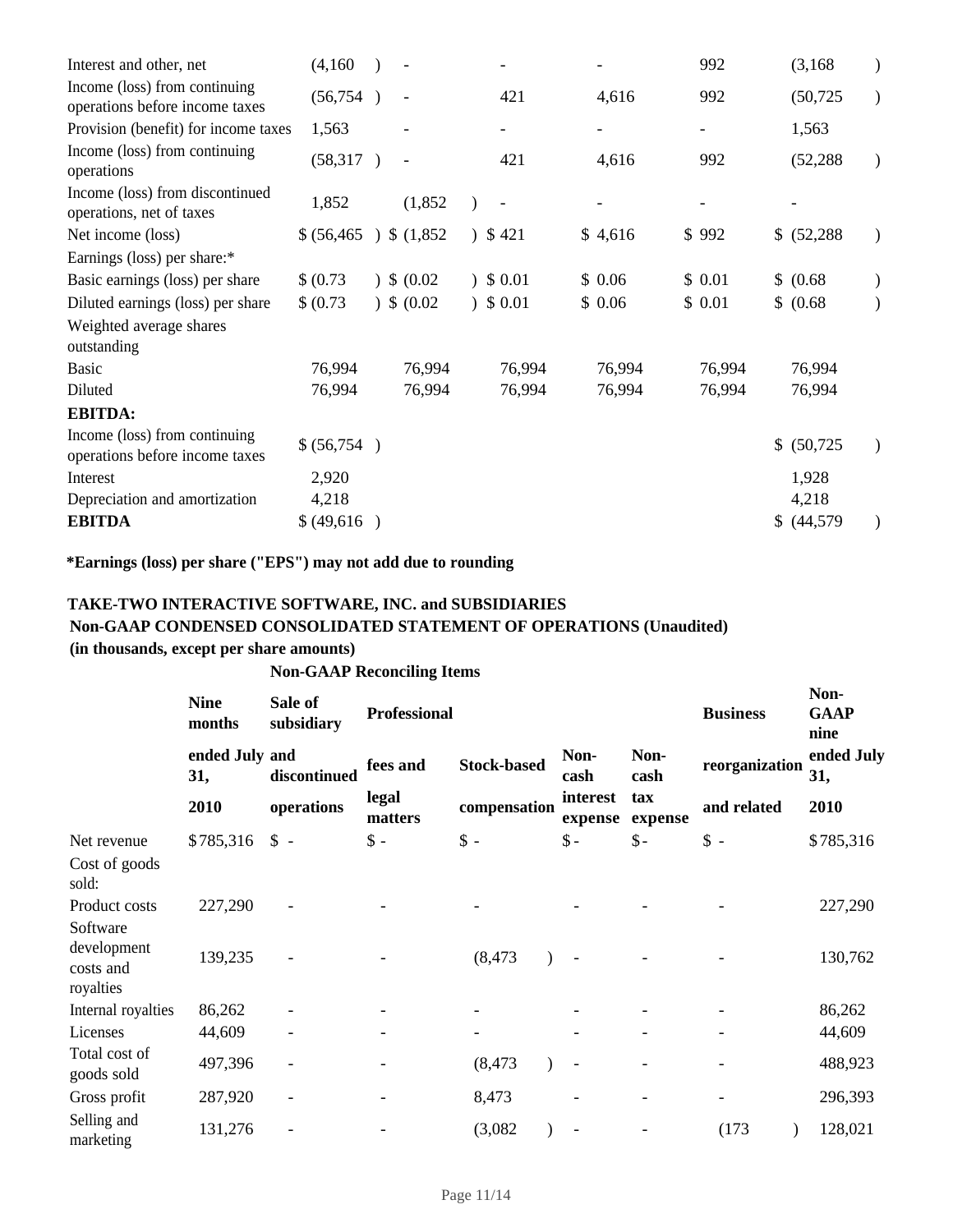| | | | | | | |
|---|---|---|---|---|---|---|
| Interest and other, net | (4,160) | - | - | - | 992 | (3,168) |
| Income (loss) from continuing operations before income taxes | (56,754) | - | 421 | 4,616 | 992 | (50,725) |
| Provision (benefit) for income taxes | 1,563 | - | - | - | - | 1,563 |
| Income (loss) from continuing operations | (58,317) | - | 421 | 4,616 | 992 | (52,288) |
| Income (loss) from discontinued operations, net of taxes | 1,852 | (1,852) | - | - | - | - |
| Net income (loss) | $ (56,465) | $ (1,852) | $ 421 | $ 4,616 | $ 992 | $ (52,288) |
| Earnings (loss) per share:* | | | | | | |
| Basic earnings (loss) per share | $ (0.73) | $ (0.02) | $ 0.01 | $ 0.06 | $ 0.01 | $ (0.68) |
| Diluted earnings (loss) per share | $ (0.73) | $ (0.02) | $ 0.01 | $ 0.06 | $ 0.01 | $ (0.68) |
| Weighted average shares outstanding | | | | | | |
| Basic | 76,994 | 76,994 | 76,994 | 76,994 | 76,994 | 76,994 |
| Diluted | 76,994 | 76,994 | 76,994 | 76,994 | 76,994 | 76,994 |
| **EBITDA:** | | | | | | |
| Income (loss) from continuing operations before income taxes | $ (56,754) | | | | | $ (50,725) |
| Interest | 2,920 | | | | | 1,928 |
| Depreciation and amortization | 4,218 | | | | | 4,218 |
| **EBITDA** | $ (49,616) | | | | | $ (44,579) |

**\*Earnings (loss) per share ("EPS") may not add due to rounding**

**TAKE-TWO INTERACTIVE SOFTWARE, INC. and SUBSIDIARIES**
**Non-GAAP CONDENSED CONSOLIDATED STATEMENT OF OPERATIONS (Unaudited)**
**(in thousands, except per share amounts)**

| | | Non-GAAP Reconciling Items | | | | | | |
|---|---|---|---|---|---|---|---|---|
| | **Nine months ended July 31, 2010** | **Sale of subsidiary and discontinued operations** | **Professional fees and legal matters** | **Stock-based compensation** | **Non-cash interest expense** | **Non-cash tax expense** | **Business reorganization and related** | **Non-GAAP nine ended July 31, 2010** |
| Net revenue | $785,316 | $ - | $ - | $ - | $ - | $ - | $ - | $785,316 |
| Cost of goods sold: | | | | | | | | |
| Product costs | 227,290 | - | - | - | - | - | - | 227,290 |
| Software development costs and royalties | 139,235 | - | - | (8,473) | - | - | - | 130,762 |
| Internal royalties | 86,262 | - | - | - | - | - | - | 86,262 |
| Licenses | 44,609 | - | - | - | - | - | - | 44,609 |
| Total cost of goods sold | 497,396 | - | - | (8,473) | - | - | - | 488,923 |
| Gross profit | 287,920 | - | - | 8,473 | - | - | - | 296,393 |
| Selling and marketing | 131,276 | - | - | (3,082) | - | - | (173) | 128,021 |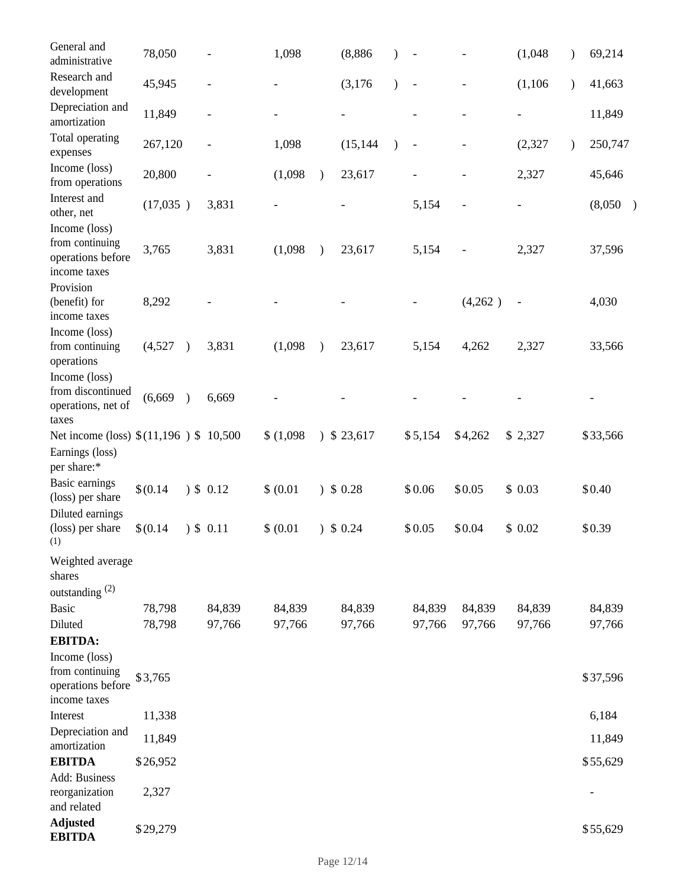| | | | | | | | | |
|---|---|---|---|---|---|---|---|---|
| General and administrative | 78,050 | - | 1,098 | (8,886 ) | - | - | (1,048 ) | 69,214 |
| Research and development | 45,945 | - | - | (3,176 ) | - | - | (1,106 ) | 41,663 |
| Depreciation and amortization | 11,849 | - | - | - | - | - | - | 11,849 |
| Total operating expenses | 267,120 | - | 1,098 | (15,144 ) | - | - | (2,327 ) | 250,747 |
| Income (loss) from operations | 20,800 | - | (1,098 ) | 23,617 | - | - | 2,327 | 45,646 |
| Interest and other, net | (17,035 ) | 3,831 | - | - | 5,154 | - | - | (8,050 ) |
| Income (loss) from continuing operations before income taxes | 3,765 | 3,831 | (1,098 ) | 23,617 | 5,154 | - | 2,327 | 37,596 |
| Provision (benefit) for income taxes | 8,292 | - | - | - | - | (4,262 ) | - | 4,030 |
| Income (loss) from continuing operations | (4,527 ) | 3,831 | (1,098 ) | 23,617 | 5,154 | 4,262 | 2,327 | 33,566 |
| Income (loss) from discontinued operations, net of taxes | (6,669 ) | 6,669 | - | - | - | - | - | - |
| Net income (loss) | $(11,196 ) | $ 10,500 | $ (1,098 ) | $ 23,617 | $5,154 | $4,262 | $ 2,327 | $33,566 |
| Earnings (loss) per share:* | | | | | | | | |
| Basic earnings (loss) per share | $(0.14 ) | $ 0.12 | $ (0.01 ) | $ 0.28 | $0.06 | $0.05 | $ 0.03 | $0.40 |
| Diluted earnings (loss) per share (1) | $(0.14 ) | $ 0.11 | $ (0.01 ) | $ 0.24 | $0.05 | $0.04 | $ 0.02 | $0.39 |
| Weighted average shares outstanding (2) | | | | | | | | |
| Basic | 78,798 | 84,839 | 84,839 | 84,839 | 84,839 | 84,839 | 84,839 | 84,839 |
| Diluted | 78,798 | 97,766 | 97,766 | 97,766 | 97,766 | 97,766 | 97,766 | 97,766 |
| **EBITDA:** | | | | | | | | |
| Income (loss) from continuing operations before income taxes | $3,765 | | | | | | | $37,596 |
| Interest | 11,338 | | | | | | | 6,184 |
| Depreciation and amortization | 11,849 | | | | | | | 11,849 |
| **EBITDA** | $26,952 | | | | | | | $55,629 |
| Add: Business reorganization and related | 2,327 | | | | | | | - |
| **Adjusted EBITDA** | $29,279 | | | | | | | $55,629 |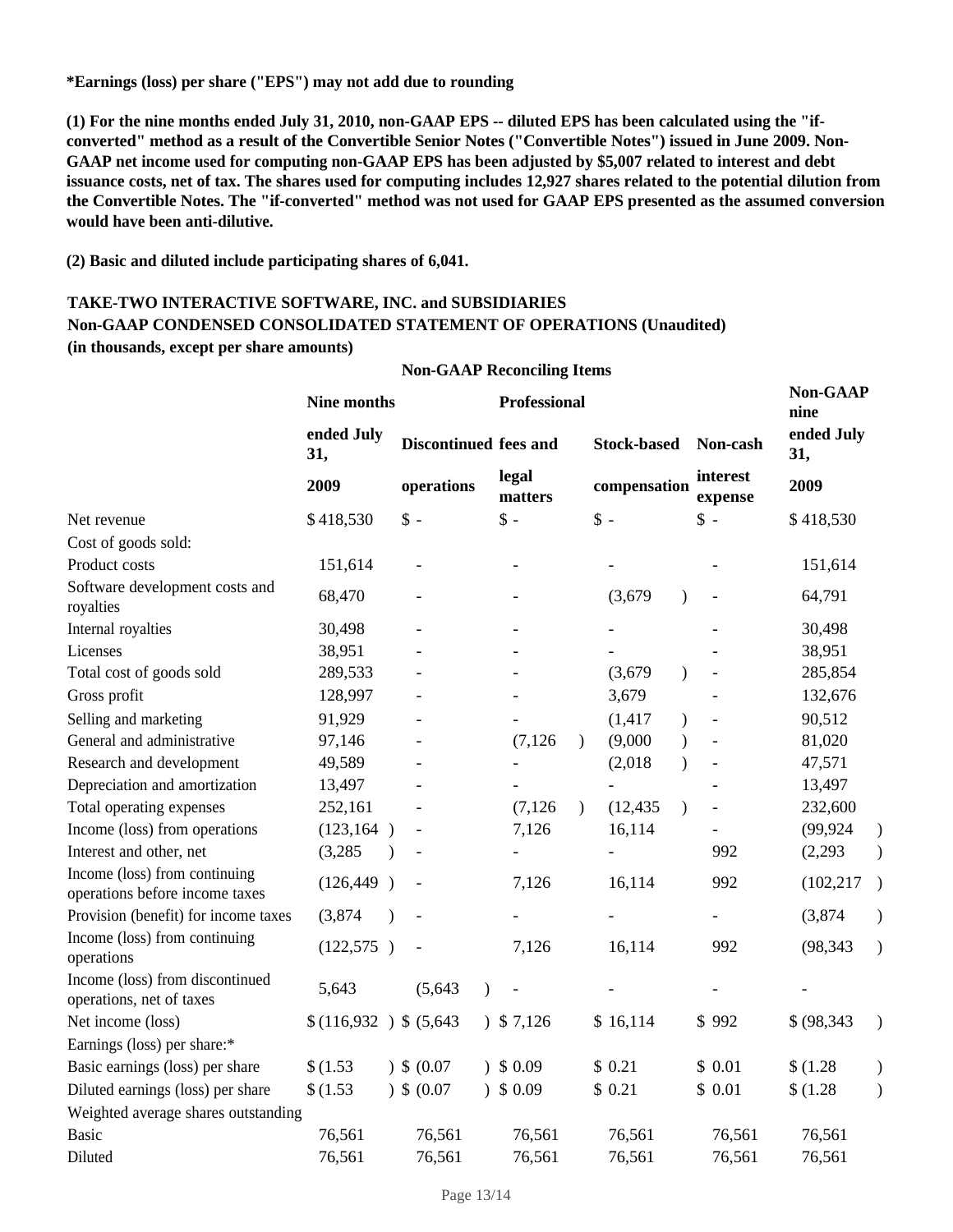**\*Earnings (loss) per share ("EPS") may not add due to rounding**

**(1) For the nine months ended July 31, 2010, non-GAAP EPS -- diluted EPS has been calculated using the "if-converted" method as a result of the Convertible Senior Notes ("Convertible Notes") issued in June 2009. Non-GAAP net income used for computing non-GAAP EPS has been adjusted by $5,007 related to interest and debt issuance costs, net of tax. The shares used for computing includes 12,927 shares related to the potential dilution from the Convertible Notes. The "if-converted" method was not used for GAAP EPS presented as the assumed conversion would have been anti-dilutive.**

**(2) Basic and diluted include participating shares of 6,041.**

**TAKE-TWO INTERACTIVE SOFTWARE, INC. and SUBSIDIARIES**
**Non-GAAP CONDENSED CONSOLIDATED STATEMENT OF OPERATIONS (Unaudited)**
**(in thousands, except per share amounts)**

| | | Non-GAAP Reconciling Items | | | | |
|---|---|---|---|---|---|---|
| | Nine months ended July 31, 2009 | Discontinued operations | Professional fees and legal matters | Stock-based compensation | Non-cash interest expense | Non-GAAP nine ended July 31, 2009 |
| Net revenue | $ 418,530 | $ - | $ - | $ - | $ - | $ 418,530 |
| Cost of goods sold: | | | | | | |
| Product costs | 151,614 | - | - | - | - | 151,614 |
| Software development costs and royalties | 68,470 | - | - | (3,679) | - | 64,791 |
| Internal royalties | 30,498 | - | - | - | - | 30,498 |
| Licenses | 38,951 | - | - | - | - | 38,951 |
| Total cost of goods sold | 289,533 | - | - | (3,679) | - | 285,854 |
| Gross profit | 128,997 | - | - | 3,679 | - | 132,676 |
| Selling and marketing | 91,929 | - | - | (1,417) | - | 90,512 |
| General and administrative | 97,146 | - | (7,126) | (9,000) | - | 81,020 |
| Research and development | 49,589 | - | - | (2,018) | - | 47,571 |
| Depreciation and amortization | 13,497 | - | - | - | - | 13,497 |
| Total operating expenses | 252,161 | - | (7,126) | (12,435) | - | 232,600 |
| Income (loss) from operations | (123,164) | - | 7,126 | 16,114 | - | (99,924) |
| Interest and other, net | (3,285) | - | - | - | 992 | (2,293) |
| Income (loss) from continuing operations before income taxes | (126,449) | - | 7,126 | 16,114 | 992 | (102,217) |
| Provision (benefit) for income taxes | (3,874) | - | - | - | - | (3,874) |
| Income (loss) from continuing operations | (122,575) | - | 7,126 | 16,114 | 992 | (98,343) |
| Income (loss) from discontinued operations, net of taxes | 5,643 | (5,643) | - | - | - | - |
| Net income (loss) | $ (116,932) | $ (5,643) | $ 7,126 | $ 16,114 | $ 992 | $ (98,343) |
| Earnings (loss) per share:* | | | | | | |
| Basic earnings (loss) per share | $ (1.53) | $ (0.07) | $ 0.09 | $ 0.21 | $ 0.01 | $ (1.28) |
| Diluted earnings (loss) per share | $ (1.53) | $ (0.07) | $ 0.09 | $ 0.21 | $ 0.01 | $ (1.28) |
| Weighted average shares outstanding | | | | | | |
| Basic | 76,561 | 76,561 | 76,561 | 76,561 | 76,561 | 76,561 |
| Diluted | 76,561 | 76,561 | 76,561 | 76,561 | 76,561 | 76,561 |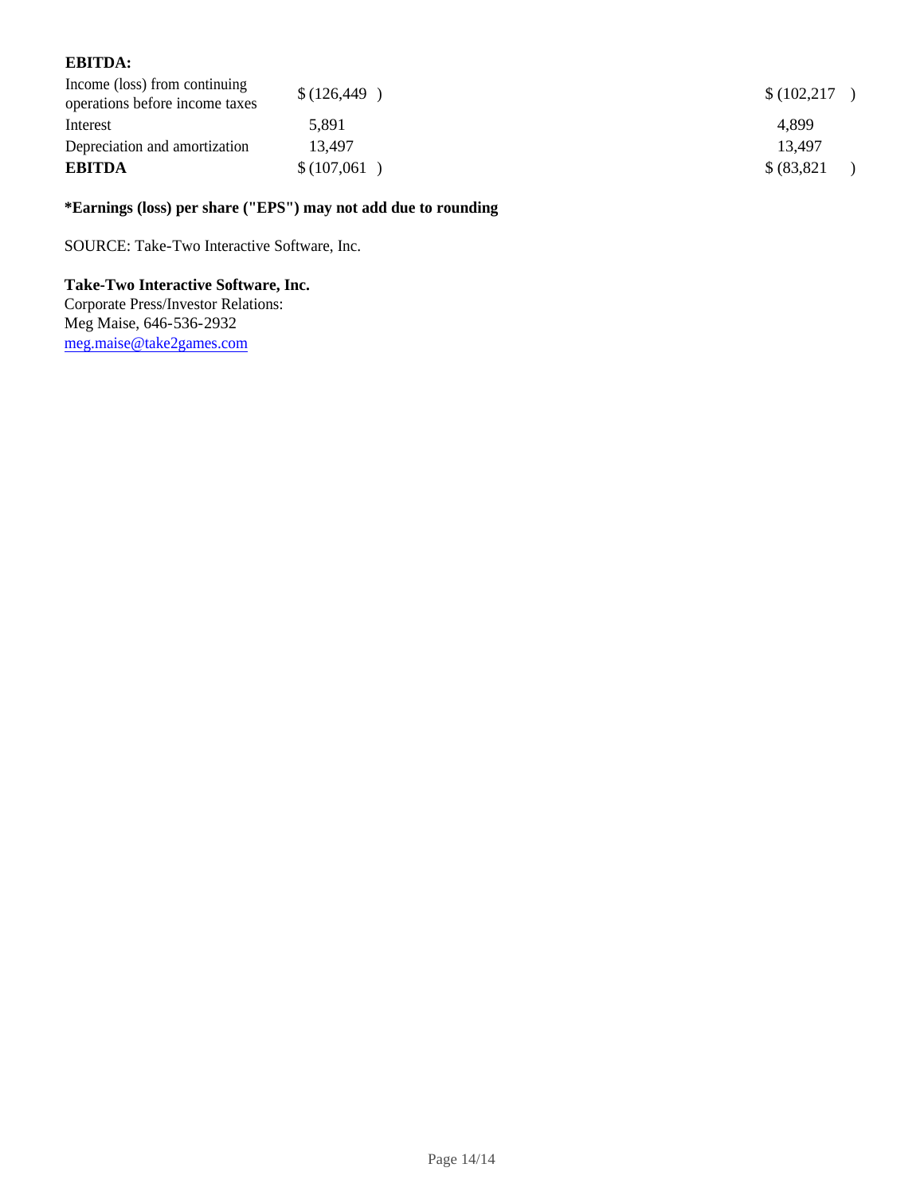**EBITDA:**

| | | |
|---|---|---|
| Income (loss) from continuing operations before income taxes | $ (126,449 ) | $ (102,217 ) |
| Interest | 5,891 | 4,899 |
| Depreciation and amortization | 13,497 | 13,497 |
| **EBITDA** | $ (107,061 ) | $ (83,821 ) |

**\*Earnings (loss) per share ("EPS") may not add due to rounding**

SOURCE: Take-Two Interactive Software, Inc.

**Take-Two Interactive Software, Inc.**
Corporate Press/Investor Relations:
Meg Maise, 646-536-2932
meg.maise@take2games.com